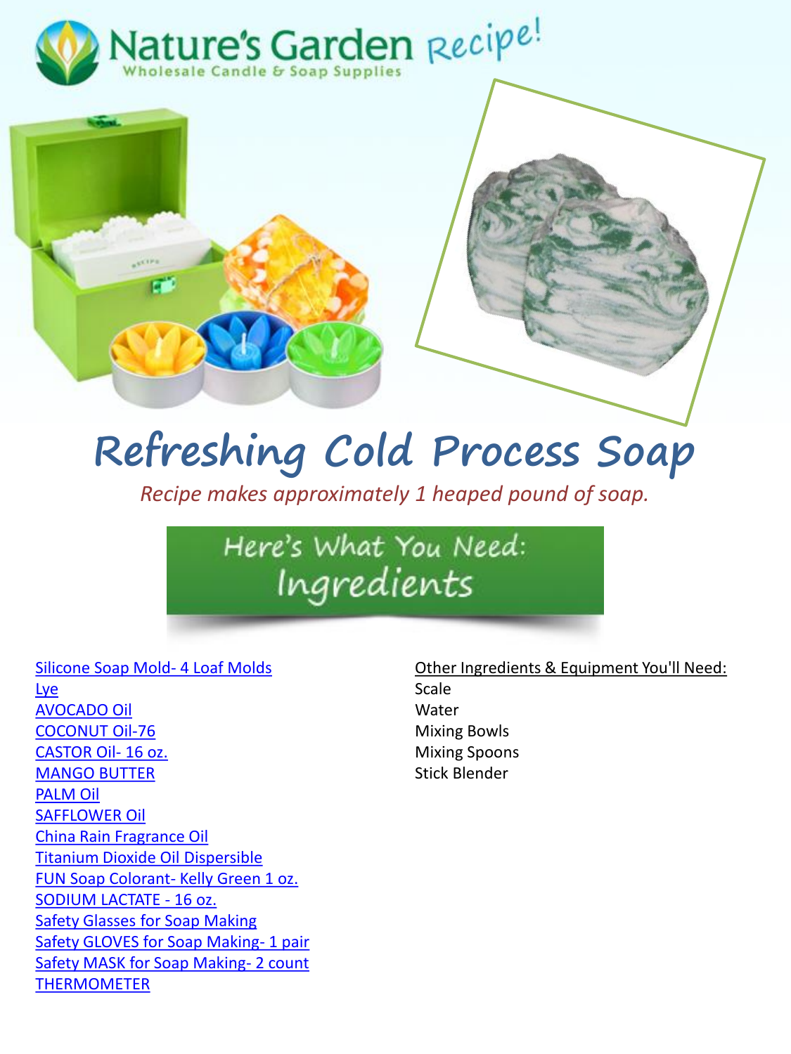Nature's Garden Recipe!

Wholesale Candle & Soap Supplies

# Refreshing Cold Process Soap

*Recipe makes approximately 1 heaped pound of soap.*

## Here's What You Need: Ingredients

Silicone Soap Mold- 4 Loaf Molds
Lye
AVOCADO Oil
COCONUT Oil-76
CASTOR Oil- 16 oz.
MANGO BUTTER
PALM Oil
SAFFLOWER Oil
China Rain Fragrance Oil
Titanium Dioxide Oil Dispersible
FUN Soap Colorant- Kelly Green 1 oz.
SODIUM LACTATE - 16 oz.
Safety Glasses for Soap Making
Safety GLOVES for Soap Making- 1 pair
Safety MASK for Soap Making- 2 count
THERMOMETER

Other Ingredients & Equipment You'll Need:

Scale
Water
Mixing Bowls
Mixing Spoons
Stick Blender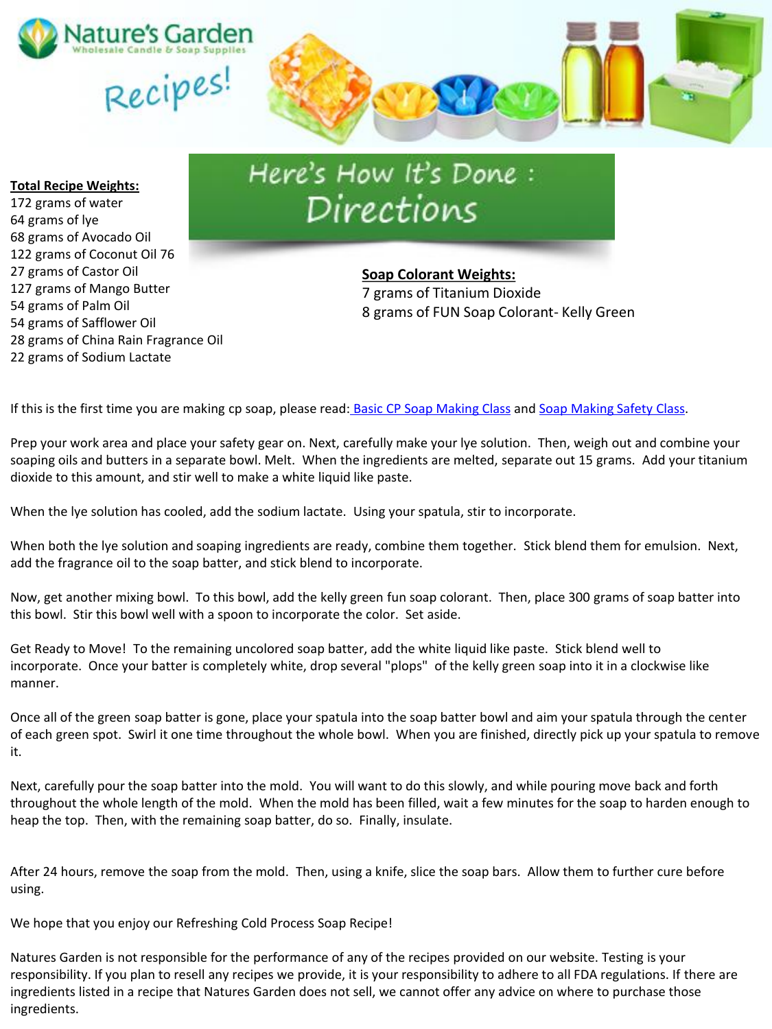**Nature's Garden**
Wholesale Candle & Soap Supplies

Recipes!

## Here's How It's Done : Directions

**Total Recipe Weights:**
172 grams of water
64 grams of lye
68 grams of Avocado Oil
122 grams of Coconut Oil 76
27 grams of Castor Oil
127 grams of Mango Butter
54 grams of Palm Oil
54 grams of Safflower Oil
28 grams of China Rain Fragrance Oil
22 grams of Sodium Lactate

**Soap Colorant Weights:**
7 grams of Titanium Dioxide
8 grams of FUN Soap Colorant- Kelly Green

If this is the first time you are making cp soap, please read: Basic CP Soap Making Class and Soap Making Safety Class.

Prep your work area and place your safety gear on. Next, carefully make your lye solution. Then, weigh out and combine your soaping oils and butters in a separate bowl. Melt. When the ingredients are melted, separate out 15 grams. Add your titanium dioxide to this amount, and stir well to make a white liquid like paste.

When the lye solution has cooled, add the sodium lactate. Using your spatula, stir to incorporate.

When both the lye solution and soaping ingredients are ready, combine them together. Stick blend them for emulsion. Next, add the fragrance oil to the soap batter, and stick blend to incorporate.

Now, get another mixing bowl. To this bowl, add the kelly green fun soap colorant. Then, place 300 grams of soap batter into this bowl. Stir this bowl well with a spoon to incorporate the color. Set aside.

Get Ready to Move! To the remaining uncolored soap batter, add the white liquid like paste. Stick blend well to incorporate. Once your batter is completely white, drop several "plops" of the kelly green soap into it in a clockwise like manner.

Once all of the green soap batter is gone, place your spatula into the soap batter bowl and aim your spatula through the center of each green spot. Swirl it one time throughout the whole bowl. When you are finished, directly pick up your spatula to remove it.

Next, carefully pour the soap batter into the mold. You will want to do this slowly, and while pouring move back and forth throughout the whole length of the mold. When the mold has been filled, wait a few minutes for the soap to harden enough to heap the top. Then, with the remaining soap batter, do so. Finally, insulate.

After 24 hours, remove the soap from the mold. Then, using a knife, slice the soap bars. Allow them to further cure before using.

We hope that you enjoy our Refreshing Cold Process Soap Recipe!

Natures Garden is not responsible for the performance of any of the recipes provided on our website. Testing is your responsibility. If you plan to resell any recipes we provide, it is your responsibility to adhere to all FDA regulations. If there are ingredients listed in a recipe that Natures Garden does not sell, we cannot offer any advice on where to purchase those ingredients.